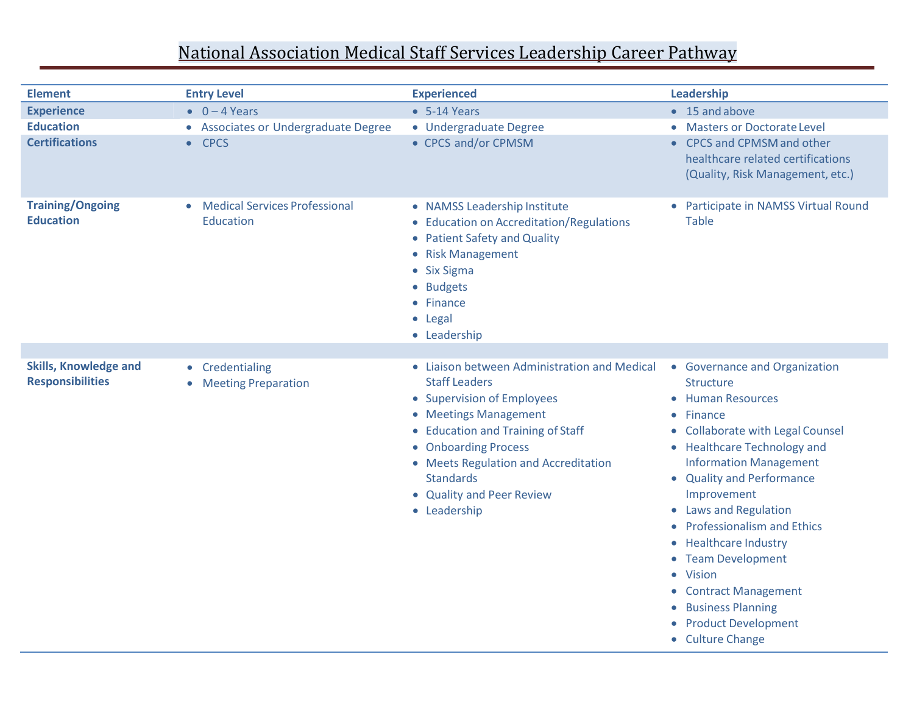# National Association Medical Staff Services Leadership Career Pathway

| Element | Entry Level | Experienced | Leadership |
|---|---|---|---|
| Experience | • 0 – 4 Years | • 5-14 Years | • 15 and above |
| Education | • Associates or Undergraduate Degree | • Undergraduate Degree | • Masters or Doctorate Level |
| Certifications | • CPCS | • CPCS and/or CPMSM | • CPCS and CPMSM and other healthcare related certifications (Quality, Risk Management, etc.) |
| Training/Ongoing Education | • Medical Services Professional Education | • NAMSS Leadership Institute<br>• Education on Accreditation/Regulations<br>• Patient Safety and Quality<br>• Risk Management<br>• Six Sigma<br>• Budgets<br>• Finance<br>• Legal<br>• Leadership | • Participate in NAMSS Virtual Round Table |
| | | | |
| Skills, Knowledge and Responsibilities | • Credentialing<br>• Meeting Preparation | • Liaison between Administration and Medical Staff Leaders<br>• Supervision of Employees<br>• Meetings Management<br>• Education and Training of Staff<br>• Onboarding Process<br>• Meets Regulation and Accreditation Standards<br>• Quality and Peer Review<br>• Leadership | • Governance and Organization Structure<br>• Human Resources<br>• Finance<br>• Collaborate with Legal Counsel<br>• Healthcare Technology and Information Management<br>• Quality and Performance Improvement<br>• Laws and Regulation<br>• Professionalism and Ethics<br>• Healthcare Industry<br>• Team Development<br>• Vision<br>• Contract Management<br>• Business Planning<br>• Product Development<br>• Culture Change |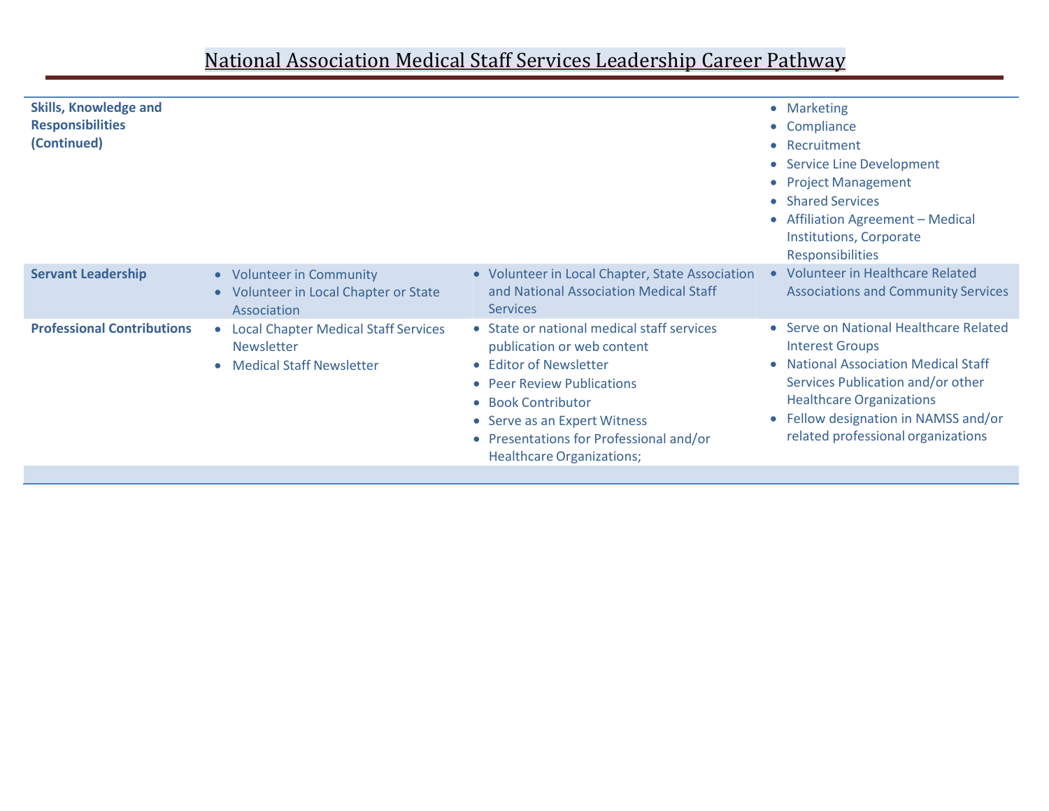# National Association Medical Staff Services Leadership Career Pathway

| | | | |
|---|---|---|---|
| **Skills, Knowledge and Responsibilities (Continued)** | | | • Marketing<br>• Compliance<br>• Recruitment<br>• Service Line Development<br>• Project Management<br>• Shared Services<br>• Affiliation Agreement – Medical Institutions, Corporate Responsibilities |
| **Servant Leadership** | • Volunteer in Community<br>• Volunteer in Local Chapter or State Association | • Volunteer in Local Chapter, State Association and National Association Medical Staff Services | • Volunteer in Healthcare Related Associations and Community Services |
| **Professional Contributions** | • Local Chapter Medical Staff Services Newsletter<br>• Medical Staff Newsletter | • State or national medical staff services publication or web content<br>• Editor of Newsletter<br>• Peer Review Publications<br>• Book Contributor<br>• Serve as an Expert Witness<br>• Presentations for Professional and/or Healthcare Organizations; | • Serve on National Healthcare Related Interest Groups<br>• National Association Medical Staff Services Publication and/or other Healthcare Organizations<br>• Fellow designation in NAMSS and/or related professional organizations |